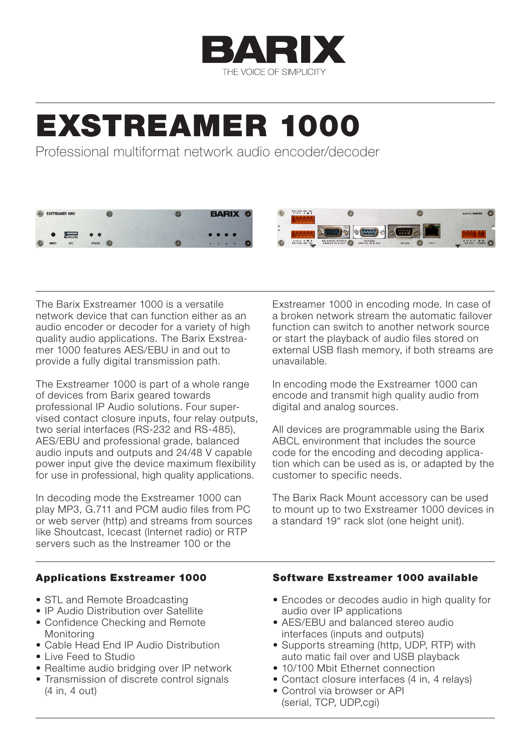BARIX

THE VOICE OF SIMPLICITY

# EXSTREAMER 1000

Professional multiformat network audio encoder/decoder

The Barix Exstreamer 1000 is a versatile network device that can function either as an audio encoder or decoder for a variety of high quality audio applications. The Barix Exstreamer 1000 features AES/EBU in and out to provide a fully digital transmission path.

The Exstreamer 1000 is part of a whole range of devices from Barix geared towards professional IP Audio solutions. Four supervised contact closure inputs, four relay outputs, two serial interfaces (RS-232 and RS-485), AES/EBU and professional grade, balanced audio inputs and outputs and 24/48 V capable power input give the device maximum flexibility for use in professional, high quality applications.

In decoding mode the Exstreamer 1000 can play MP3, G.711 and PCM audio files from PC or web server (http) and streams from sources like Shoutcast, Icecast (Internet radio) or RTP servers such as the Instreamer 100 or the Exstreamer 1000 in encoding mode. In case of a broken network stream the automatic failover function can switch to another network source or start the playback of audio files stored on external USB flash memory, if both streams are unavailable.

In encoding mode the Exstreamer 1000 can encode and transmit high quality audio from digital and analog sources.

All devices are programmable using the Barix ABCL environment that includes the source code for the encoding and decoding application which can be used as is, or adapted by the customer to specific needs.

The Barix Rack Mount accessory can be used to mount up to two Exstreamer 1000 devices in a standard 19“ rack slot (one height unit).

### Applications Exstreamer 1000

- STL and Remote Broadcasting
- IP Audio Distribution over Satellite
- Confidence Checking and Remote Monitoring
- Cable Head End IP Audio Distribution
- Live Feed to Studio
- Realtime audio bridging over IP network
- Transmission of discrete control signals (4 in, 4 out)

### Software Exstreamer 1000 available

- Encodes or decodes audio in high quality for audio over IP applications
- AES/EBU and balanced stereo audio interfaces (inputs and outputs)
- Supports streaming (http, UDP, RTP) with auto matic fail over and USB playback
- 10/100 Mbit Ethernet connection
- Contact closure interfaces (4 in, 4 relays)
- Control via browser or API (serial, TCP, UDP,cgi)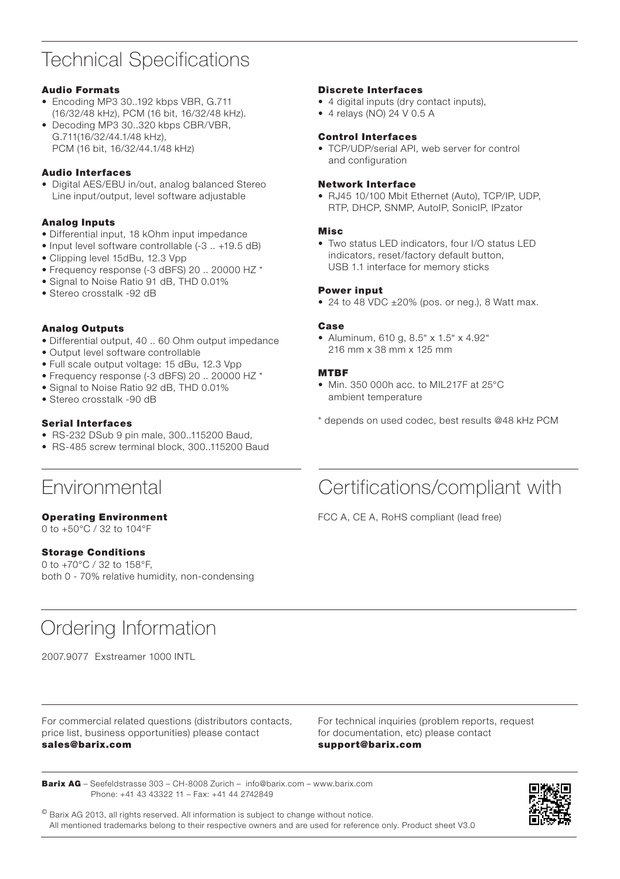# Technical Specifications

### Audio Formats

- Encoding MP3 30..192 kbps VBR, G.711 (16/32/48 kHz), PCM (16 bit, 16/32/48 kHz).
- Decoding MP3 30..320 kbps CBR/VBR, G.711(16/32/44.1/48 kHz), PCM (16 bit, 16/32/44.1/48 kHz)

### Audio Interfaces

- Digital AES/EBU in/out, analog balanced Stereo Line input/output, level software adjustable

### Analog Inputs

- Differential input, 18 kOhm input impedance
- Input level software controllable (-3 .. +19.5 dB)
- Clipping level 15dBu, 12.3 Vpp
- Frequency response (-3 dBFS) 20 .. 20000 HZ *
- Signal to Noise Ratio 91 dB, THD 0.01%
- Stereo crosstalk -92 dB

### Analog Outputs

- Differential output, 40 .. 60 Ohm output impedance
- Output level software controllable
- Full scale output voltage: 15 dBu, 12.3 Vpp
- Frequency response (-3 dBFS) 20 .. 20000 HZ *
- Signal to Noise Ratio 92 dB, THD 0.01%
- Stereo crosstalk -90 dB

### Serial Interfaces

- RS-232 DSub 9 pin male, 300..115200 Baud,
- RS-485 screw terminal block, 300..115200 Baud

### Discrete Interfaces

- 4 digital inputs (dry contact inputs),
- 4 relays (NO) 24 V 0.5 A

### Control Interfaces

- TCP/UDP/serial API, web server for control and configuration

### Network Interface

- RJ45 10/100 Mbit Ethernet (Auto), TCP/IP, UDP, RTP, DHCP, SNMP, AutoIP, SonicIP, IPzator

### Misc

- Two status LED indicators, four I/O status LED indicators, reset/factory default button, USB 1.1 interface for memory sticks

### Power input

- 24 to 48 VDC ±20% (pos. or neg.), 8 Watt max.

### Case

- Aluminum, 610 g, 8.5" x 1.5" x 4.92" 216 mm x 38 mm x 125 mm

### MTBF

- Min. 350 000h acc. to MIL217F at 25°C ambient temperature

* depends on used codec, best results @48 kHz PCM

# Environmental

### Operating Environment

0 to +50°C / 32 to 104°F

### Storage Conditions

0 to +70°C / 32 to 158°F,
both 0 - 70% relative humidity, non-condensing

# Certifications/compliant with

FCC A, CE A, RoHS compliant (lead free)

# Ordering Information

2007.9077 Exstreamer 1000 INTL

For commercial related questions (distributors contacts, price list, business opportunities) please contact
**sales@barix.com**

For technical inquiries (problem reports, request for documentation, etc) please contact
**support@barix.com**

**Barix AG** – Seefeldstrasse 303 – CH-8008 Zurich – info@barix.com – www.barix.com
Phone: +41 43 43322 11 – Fax: +41 44 2742849

© Barix AG 2013, all rights reserved. All information is subject to change without notice.
All mentioned trademarks belong to their respective owners and are used for reference only. Product sheet V3.0